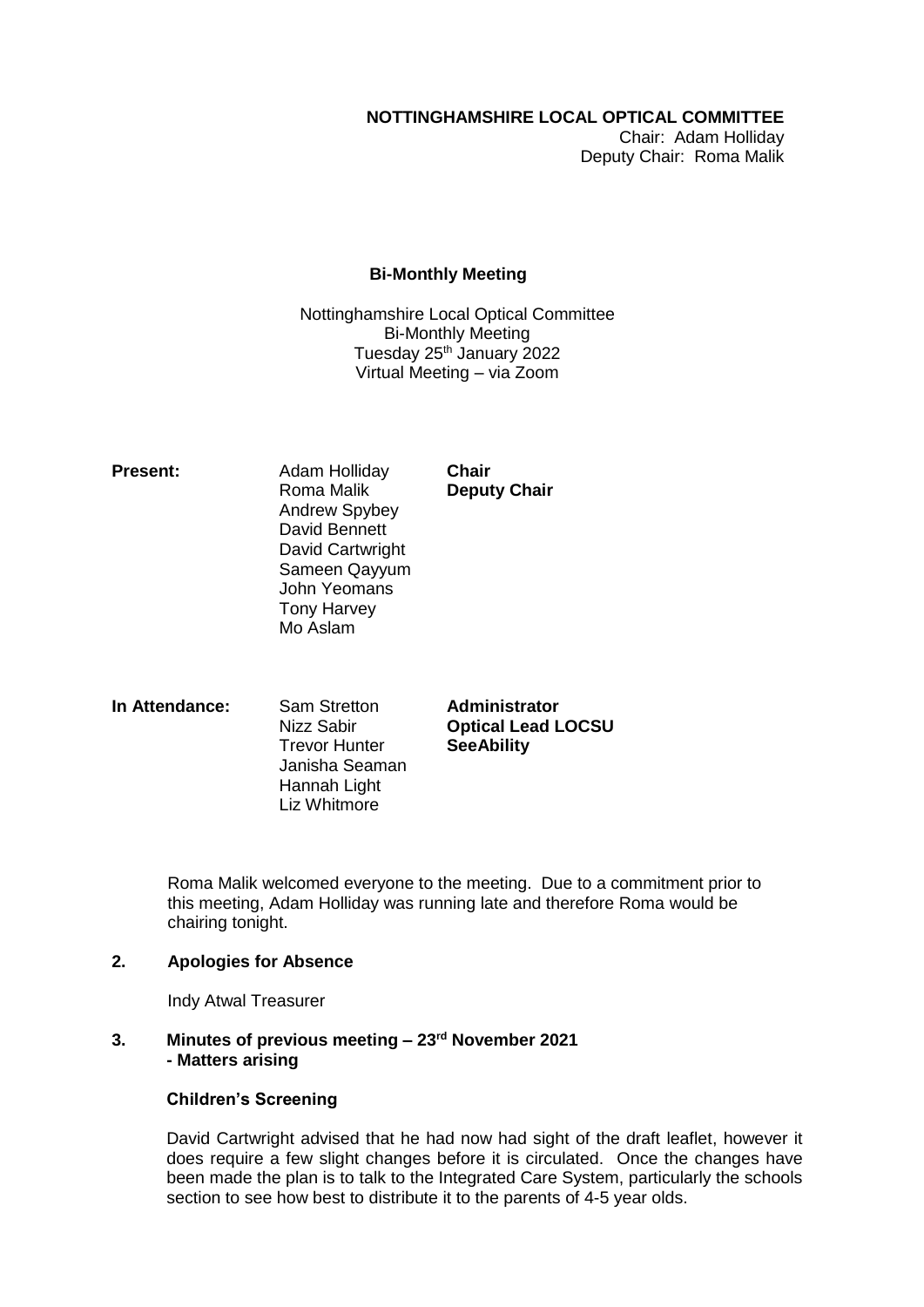**NOTTINGHAMSHIRE LOCAL OPTICAL COMMITTEE**
Chair: Adam Holliday
Deputy Chair: Roma Malik

## Bi-Monthly Meeting

Nottinghamshire Local Optical Committee
Bi-Monthly Meeting
Tuesday 25th January 2022
Virtual Meeting – via Zoom

| **Present:** | Adam Holliday | **Chair** |
|---|---|---|
| | Roma Malik | **Deputy Chair** |
| | Andrew Spybey | |
| | David Bennett | |
| | David Cartwright | |
| | Sameen Qayyum | |
| | John Yeomans | |
| | Tony Harvey | |
| | Mo Aslam | |

| **In Attendance:** | Sam Stretton | **Administrator** |
|---|---|---|
| | Nizz Sabir | **Optical Lead LOCSU** |
| | Trevor Hunter | **SeeAbility** |
| | Janisha Seaman | |
| | Hannah Light | |
| | Liz Whitmore | |

Roma Malik welcomed everyone to the meeting. Due to a commitment prior to this meeting, Adam Holliday was running late and therefore Roma would be chairing tonight.

**2. Apologies for Absence**

Indy Atwal Treasurer

**3. Minutes of previous meeting – 23rd November 2021**
**- Matters arising**

**Children's Screening**

David Cartwright advised that he had now had sight of the draft leaflet, however it does require a few slight changes before it is circulated. Once the changes have been made the plan is to talk to the Integrated Care System, particularly the schools section to see how best to distribute it to the parents of 4-5 year olds.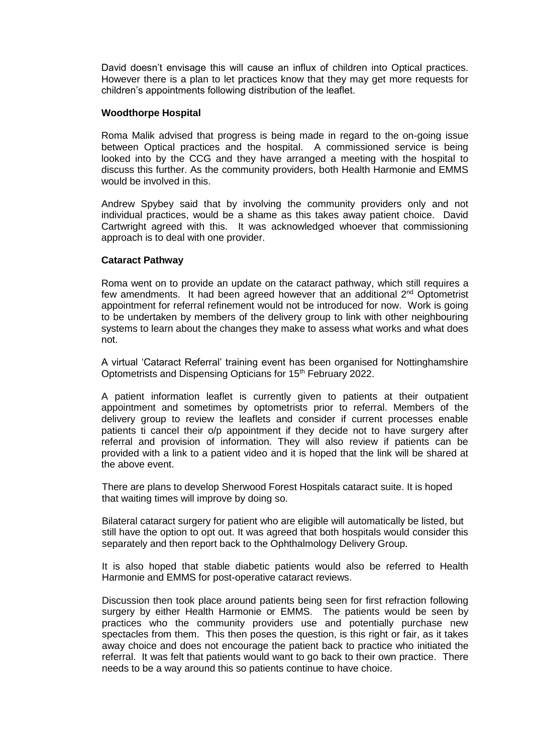David doesn't envisage this will cause an influx of children into Optical practices. However there is a plan to let practices know that they may get more requests for children's appointments following distribution of the leaflet.

**Woodthorpe Hospital**

Roma Malik advised that progress is being made in regard to the on-going issue between Optical practices and the hospital. A commissioned service is being looked into by the CCG and they have arranged a meeting with the hospital to discuss this further. As the community providers, both Health Harmonie and EMMS would be involved in this.

Andrew Spybey said that by involving the community providers only and not individual practices, would be a shame as this takes away patient choice. David Cartwright agreed with this. It was acknowledged whoever that commissioning approach is to deal with one provider.

**Cataract Pathway**

Roma went on to provide an update on the cataract pathway, which still requires a few amendments. It had been agreed however that an additional 2nd Optometrist appointment for referral refinement would not be introduced for now. Work is going to be undertaken by members of the delivery group to link with other neighbouring systems to learn about the changes they make to assess what works and what does not.

A virtual 'Cataract Referral' training event has been organised for Nottinghamshire Optometrists and Dispensing Opticians for 15th February 2022.

A patient information leaflet is currently given to patients at their outpatient appointment and sometimes by optometrists prior to referral. Members of the delivery group to review the leaflets and consider if current processes enable patients ti cancel their o/p appointment if they decide not to have surgery after referral and provision of information. They will also review if patients can be provided with a link to a patient video and it is hoped that the link will be shared at the above event.

There are plans to develop Sherwood Forest Hospitals cataract suite. It is hoped that waiting times will improve by doing so.

Bilateral cataract surgery for patient who are eligible will automatically be listed, but still have the option to opt out. It was agreed that both hospitals would consider this separately and then report back to the Ophthalmology Delivery Group.

It is also hoped that stable diabetic patients would also be referred to Health Harmonie and EMMS for post-operative cataract reviews.

Discussion then took place around patients being seen for first refraction following surgery by either Health Harmonie or EMMS. The patients would be seen by practices who the community providers use and potentially purchase new spectacles from them. This then poses the question, is this right or fair, as it takes away choice and does not encourage the patient back to practice who initiated the referral. It was felt that patients would want to go back to their own practice. There needs to be a way around this so patients continue to have choice.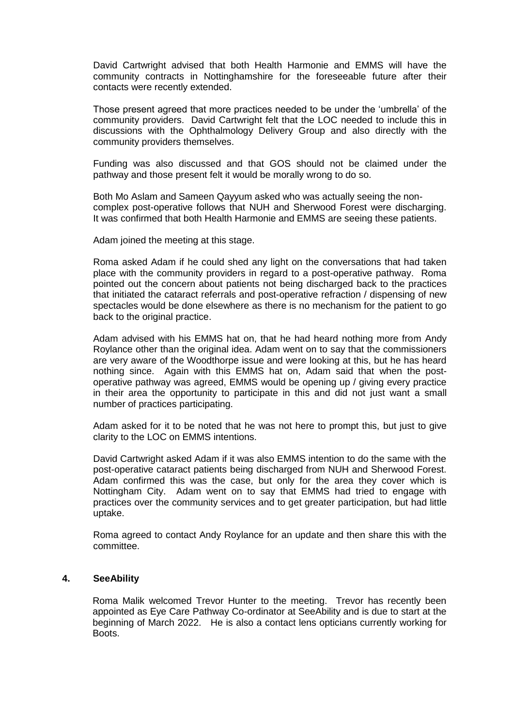David Cartwright advised that both Health Harmonie and EMMS will have the community contracts in Nottinghamshire for the foreseeable future after their contacts were recently extended.

Those present agreed that more practices needed to be under the 'umbrella' of the community providers. David Cartwright felt that the LOC needed to include this in discussions with the Ophthalmology Delivery Group and also directly with the community providers themselves.

Funding was also discussed and that GOS should not be claimed under the pathway and those present felt it would be morally wrong to do so.

Both Mo Aslam and Sameen Qayyum asked who was actually seeing the non-complex post-operative follows that NUH and Sherwood Forest were discharging. It was confirmed that both Health Harmonie and EMMS are seeing these patients.

Adam joined the meeting at this stage.

Roma asked Adam if he could shed any light on the conversations that had taken place with the community providers in regard to a post-operative pathway. Roma pointed out the concern about patients not being discharged back to the practices that initiated the cataract referrals and post-operative refraction / dispensing of new spectacles would be done elsewhere as there is no mechanism for the patient to go back to the original practice.

Adam advised with his EMMS hat on, that he had heard nothing more from Andy Roylance other than the original idea. Adam went on to say that the commissioners are very aware of the Woodthorpe issue and were looking at this, but he has heard nothing since. Again with this EMMS hat on, Adam said that when the post-operative pathway was agreed, EMMS would be opening up / giving every practice in their area the opportunity to participate in this and did not just want a small number of practices participating.

Adam asked for it to be noted that he was not here to prompt this, but just to give clarity to the LOC on EMMS intentions.

David Cartwright asked Adam if it was also EMMS intention to do the same with the post-operative cataract patients being discharged from NUH and Sherwood Forest. Adam confirmed this was the case, but only for the area they cover which is Nottingham City. Adam went on to say that EMMS had tried to engage with practices over the community services and to get greater participation, but had little uptake.

Roma agreed to contact Andy Roylance for an update and then share this with the committee.

## 4. SeeAbility

Roma Malik welcomed Trevor Hunter to the meeting. Trevor has recently been appointed as Eye Care Pathway Co-ordinator at SeeAbility and is due to start at the beginning of March 2022. He is also a contact lens opticians currently working for Boots.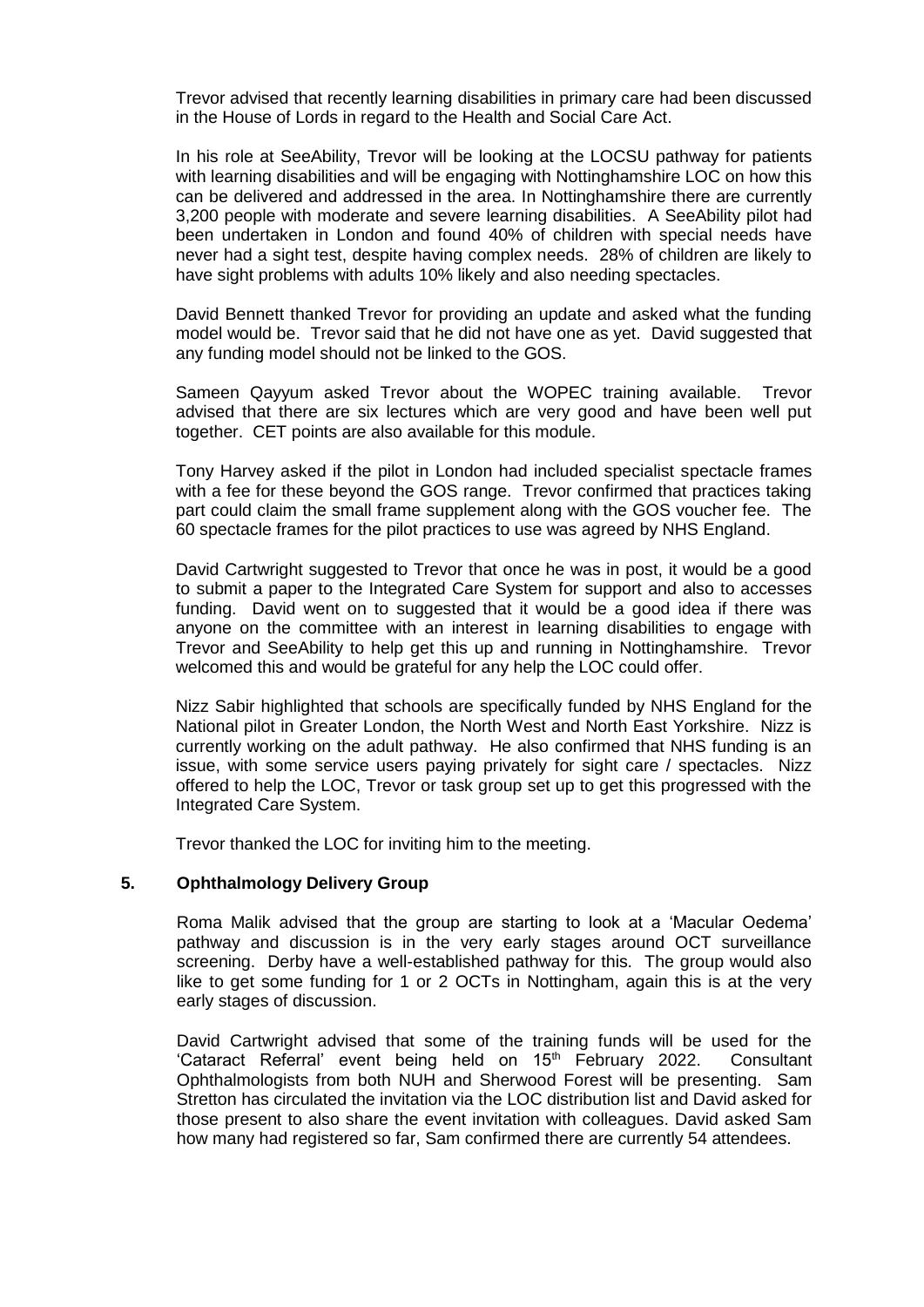Trevor advised that recently learning disabilities in primary care had been discussed in the House of Lords in regard to the Health and Social Care Act.

In his role at SeeAbility, Trevor will be looking at the LOCSU pathway for patients with learning disabilities and will be engaging with Nottinghamshire LOC on how this can be delivered and addressed in the area. In Nottinghamshire there are currently 3,200 people with moderate and severe learning disabilities. A SeeAbility pilot had been undertaken in London and found 40% of children with special needs have never had a sight test, despite having complex needs. 28% of children are likely to have sight problems with adults 10% likely and also needing spectacles.

David Bennett thanked Trevor for providing an update and asked what the funding model would be. Trevor said that he did not have one as yet. David suggested that any funding model should not be linked to the GOS.

Sameen Qayyum asked Trevor about the WOPEC training available. Trevor advised that there are six lectures which are very good and have been well put together. CET points are also available for this module.

Tony Harvey asked if the pilot in London had included specialist spectacle frames with a fee for these beyond the GOS range. Trevor confirmed that practices taking part could claim the small frame supplement along with the GOS voucher fee. The 60 spectacle frames for the pilot practices to use was agreed by NHS England.

David Cartwright suggested to Trevor that once he was in post, it would be a good to submit a paper to the Integrated Care System for support and also to accesses funding. David went on to suggested that it would be a good idea if there was anyone on the committee with an interest in learning disabilities to engage with Trevor and SeeAbility to help get this up and running in Nottinghamshire. Trevor welcomed this and would be grateful for any help the LOC could offer.

Nizz Sabir highlighted that schools are specifically funded by NHS England for the National pilot in Greater London, the North West and North East Yorkshire. Nizz is currently working on the adult pathway. He also confirmed that NHS funding is an issue, with some service users paying privately for sight care / spectacles. Nizz offered to help the LOC, Trevor or task group set up to get this progressed with the Integrated Care System.

Trevor thanked the LOC for inviting him to the meeting.

## 5. Ophthalmology Delivery Group

Roma Malik advised that the group are starting to look at a 'Macular Oedema' pathway and discussion is in the very early stages around OCT surveillance screening. Derby have a well-established pathway for this. The group would also like to get some funding for 1 or 2 OCTs in Nottingham, again this is at the very early stages of discussion.

David Cartwright advised that some of the training funds will be used for the 'Cataract Referral' event being held on 15th February 2022. Consultant Ophthalmologists from both NUH and Sherwood Forest will be presenting. Sam Stretton has circulated the invitation via the LOC distribution list and David asked for those present to also share the event invitation with colleagues. David asked Sam how many had registered so far, Sam confirmed there are currently 54 attendees.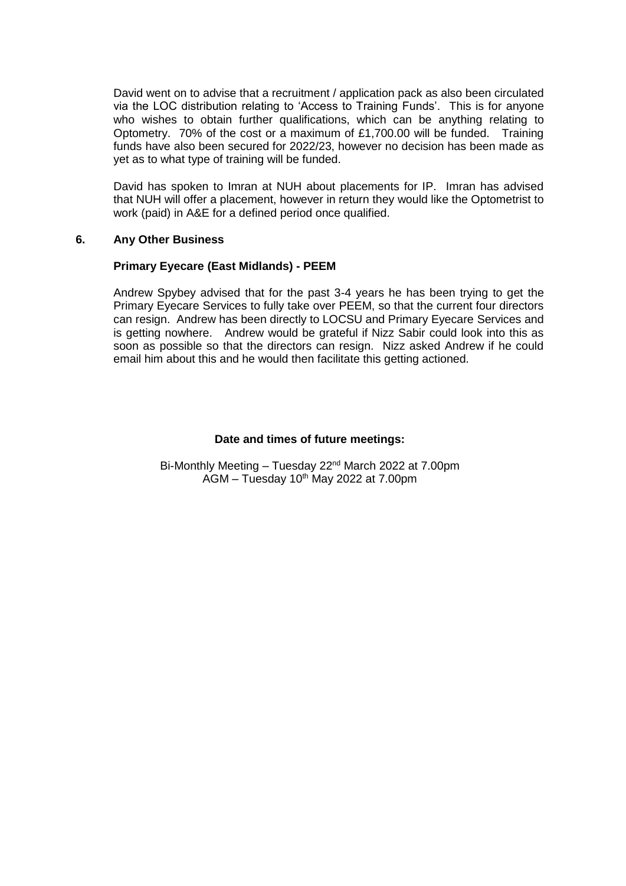David went on to advise that a recruitment / application pack as also been circulated via the LOC distribution relating to 'Access to Training Funds'. This is for anyone who wishes to obtain further qualifications, which can be anything relating to Optometry. 70% of the cost or a maximum of £1,700.00 will be funded. Training funds have also been secured for 2022/23, however no decision has been made as yet as to what type of training will be funded.

David has spoken to Imran at NUH about placements for IP. Imran has advised that NUH will offer a placement, however in return they would like the Optometrist to work (paid) in A&E for a defined period once qualified.

## 6. Any Other Business

### Primary Eyecare (East Midlands) - PEEM

Andrew Spybey advised that for the past 3-4 years he has been trying to get the Primary Eyecare Services to fully take over PEEM, so that the current four directors can resign. Andrew has been directly to LOCSU and Primary Eyecare Services and is getting nowhere. Andrew would be grateful if Nizz Sabir could look into this as soon as possible so that the directors can resign. Nizz asked Andrew if he could email him about this and he would then facilitate this getting actioned.

**Date and times of future meetings:**

Bi-Monthly Meeting – Tuesday 22nd March 2022 at 7.00pm
AGM – Tuesday 10th May 2022 at 7.00pm